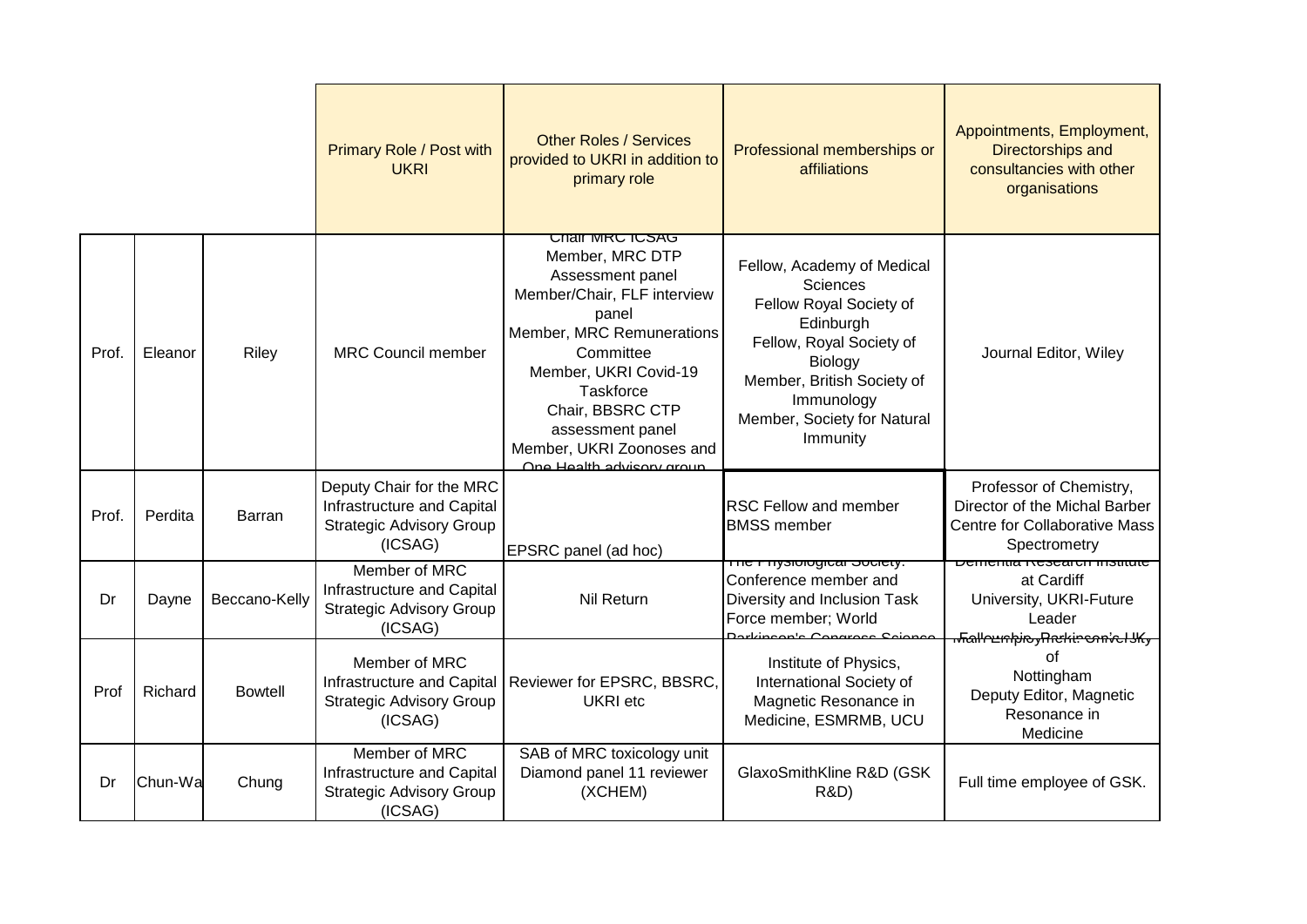| | | | Primary Role / Post with UKRI | Other Roles / Services provided to UKRI in addition to primary role | Professional memberships or affiliations | Appointments, Employment, Directorships and consultancies with other organisations |
|---|---|---|---|---|---|---|
| Prof. | Eleanor | Riley | MRC Council member | Chair MRC ICSAG<br>Member, MRC DTP Assessment panel<br>Member/Chair, FLF interview panel<br>Member, MRC Remunerations Committee<br>Member, UKRI Covid-19 Taskforce<br>Chair, BBSRC CTP assessment panel<br>Member, UKRI Zoonoses and One Health advisory group | Fellow, Academy of Medical Sciences<br>Fellow Royal Society of Edinburgh<br>Fellow, Royal Society of Biology<br>Member, British Society of Immunology<br>Member, Society for Natural Immunity | Journal Editor, Wiley |
| Prof. | Perdita | Barran | Deputy Chair for the MRC Infrastructure and Capital Strategic Advisory Group (ICSAG) | EPSRC panel (ad hoc) | RSC Fellow and member<br>BMSS member | Professor of Chemistry, Director of the Michal Barber Centre for Collaborative Mass Spectrometry |
| Dr | Dayne | Beccano-Kelly | Member of MRC Infrastructure and Capital Strategic Advisory Group (ICSAG) | Nil Return | The Physiological Society: Conference member and Diversity and Inclusion Task Force member; World Parkinson's Congress Science | Dementia Research Institute at Cardiff University, UKRI-Future Leader Fellowship, Parkinson's UK, |
| Prof | Richard | Bowtell | Member of MRC Infrastructure and Capital Strategic Advisory Group (ICSAG) | Reviewer for EPSRC, BBSRC, UKRI etc | Institute of Physics, International Society of Magnetic Resonance in Medicine, ESMRMB, UCU | Main Employment: University of Nottingham<br>Deputy Editor, Magnetic Resonance in Medicine |
| Dr | Chun-Wa | Chung | Member of MRC Infrastructure and Capital Strategic Advisory Group (ICSAG) | SAB of MRC toxicology unit<br>Diamond panel 11 reviewer (XCHEM) | GlaxoSmithKline R&D (GSK R&D) | Full time employee of GSK. |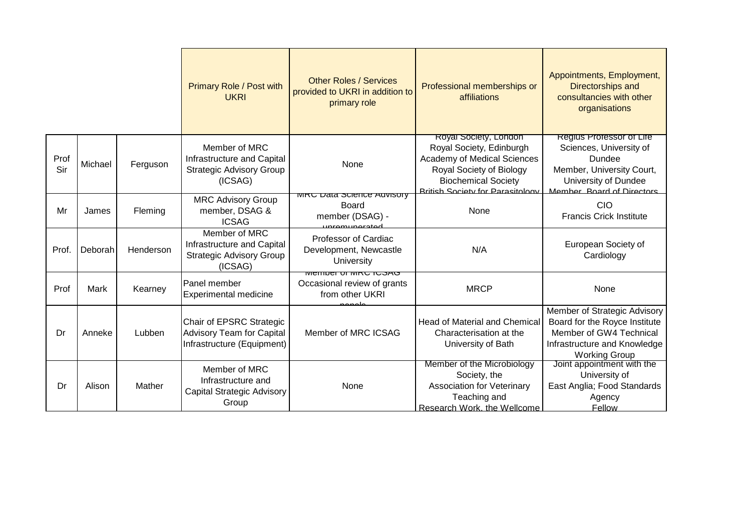| | | | Primary Role / Post with UKRI | Other Roles / Services provided to UKRI in addition to primary role | Professional memberships or affiliations | Appointments, Employment, Directorships and consultancies with other organisations |
|---|---|---|---|---|---|---|
| Prof Sir | Michael | Ferguson | Member of MRC Infrastructure and Capital Strategic Advisory Group (ICSAG) | None | Royal Society, London<br>Royal Society, Edinburgh<br>Academy of Medical Sciences<br>Royal Society of Biology<br>Biochemical Society<br>British Society for Parasitology | Regius Professor of Life Sciences, University of Dundee<br>Member, University Court, University of Dundee<br>Member, Board of Directors |
| Mr | James | Fleming | MRC Advisory Group member, DSAG & ICSAG | MRC Data Science Advisory Board member (DSAG) - unremunerated | None | CIO<br>Francis Crick Institute |
| Prof. | Deborah | Henderson | Member of MRC Infrastructure and Capital Strategic Advisory Group (ICSAG) | Professor of Cardiac Development, Newcastle University | N/A | European Society of Cardiology |
| Prof | Mark | Kearney | Panel member Experimental medicine | Member of MRC ICSAG<br>Occasional review of grants from other UKRI panels | MRCP | None |
| Dr | Anneke | Lubben | Chair of EPSRC Strategic Advisory Team for Capital Infrastructure (Equipment) | Member of MRC ICSAG | Head of Material and Chemical Characterisation at the University of Bath | Member of Strategic Advisory Board for the Royce Institute<br>Member of GW4 Technical Infrastructure and Knowledge Working Group |
| Dr | Alison | Mather | Member of MRC Infrastructure and Capital Strategic Advisory Group | None | Member of the Microbiology Society, the Association for Veterinary Teaching and Research Work, the Wellcome | Joint appointment with the University of East Anglia; Food Standards Agency Fellow |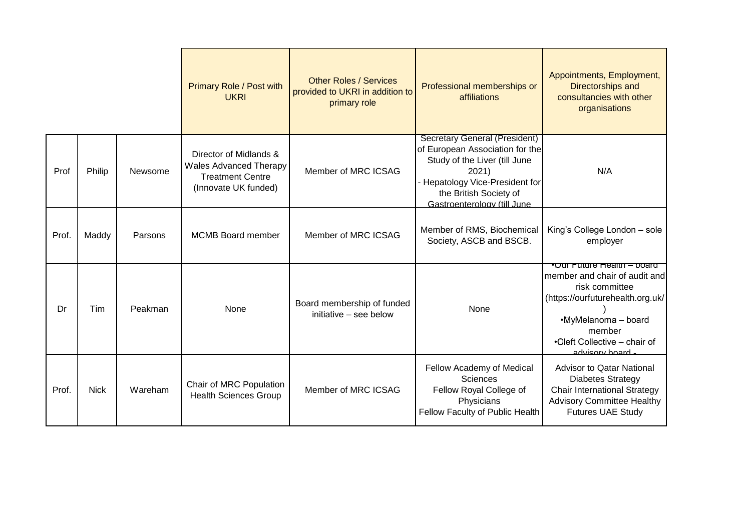| | | | Primary Role / Post with UKRI | Other Roles / Services provided to UKRI in addition to primary role | Professional memberships or affiliations | Appointments, Employment, Directorships and consultancies with other organisations |
|---|---|---|---|---|---|---|
| Prof | Philip | Newsome | Director of Midlands & Wales Advanced Therapy Treatment Centre (Innovate UK funded) | Member of MRC ICSAG | Secretary General (President) of European Association for the Study of the Liver (till June 2021)<br>- Hepatology Vice-President for the British Society of Gastroenterology (till June | N/A |
| Prof. | Maddy | Parsons | MCMB Board member | Member of MRC ICSAG | Member of RMS, Biochemical Society, ASCB and BSCB. | King's College London – sole employer |
| Dr | Tim | Peakman | None | Board membership of funded initiative – see below | None | •Our Future Health – board member and chair of audit and risk committee (https://ourfuturehealth.org.uk/)<br>•MyMelanoma – board member<br>•Cleft Collective – chair of advisory board - |
| Prof. | Nick | Wareham | Chair of MRC Population Health Sciences Group | Member of MRC ICSAG | Fellow Academy of Medical Sciences<br>Fellow Royal College of Physicians<br>Fellow Faculty of Public Health | Advisor to Qatar National Diabetes Strategy<br>Chair International Strategy Advisory Committee Healthy Futures UAE Study |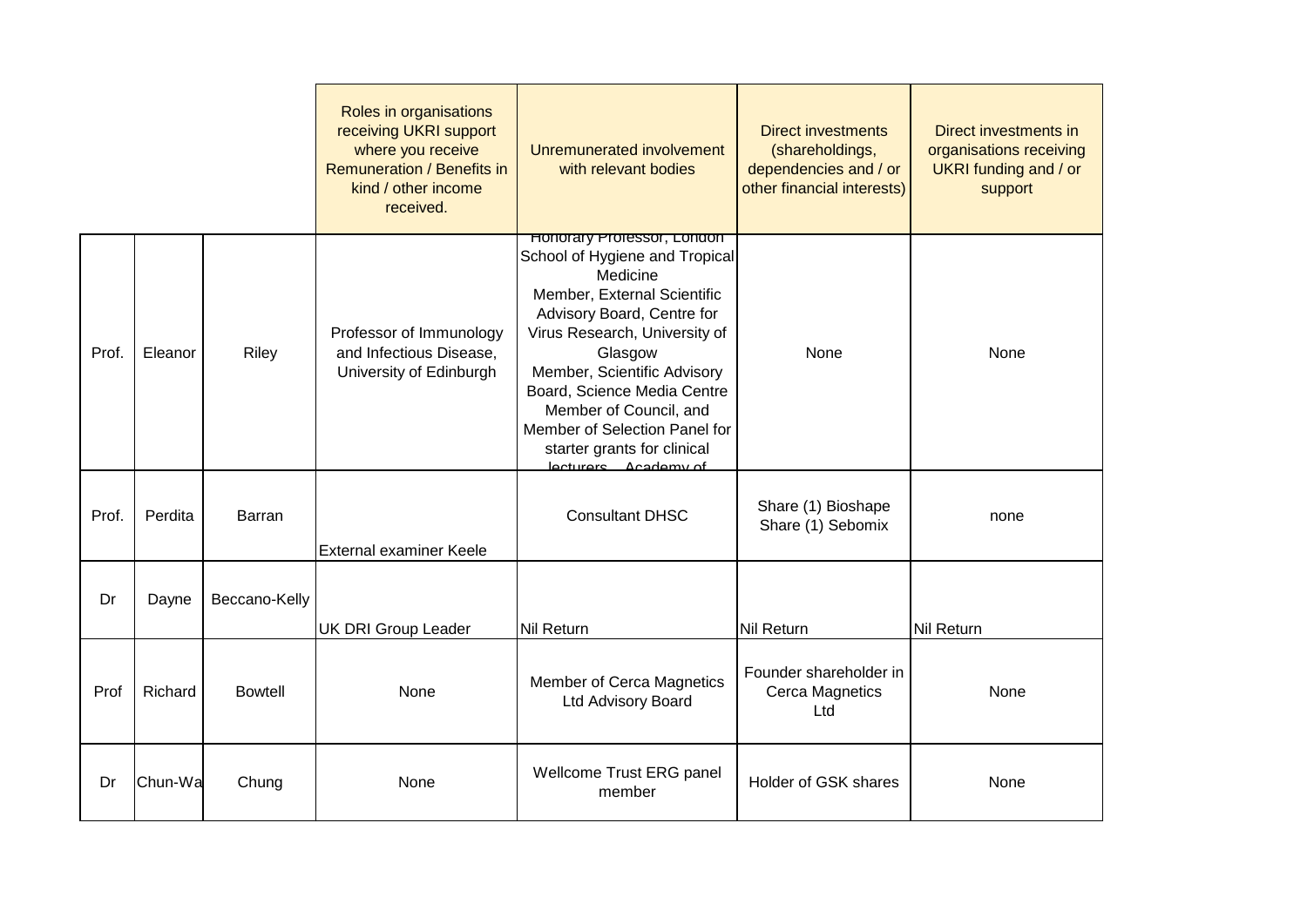| | | | Roles in organisations receiving UKRI support where you receive Remuneration / Benefits in kind / other income received. | Unremunerated involvement with relevant bodies | Direct investments (shareholdings, dependencies and / or other financial interests) | Direct investments in organisations receiving UKRI funding and / or support |
|---|---|---|---|---|---|---|
| Prof. | Eleanor | Riley | Professor of Immunology and Infectious Disease, University of Edinburgh | Honorary Professor, London School of Hygiene and Tropical Medicine<br>Member, External Scientific Advisory Board, Centre for Virus Research, University of Glasgow<br>Member, Scientific Advisory Board, Science Media Centre<br>Member of Council, and Member of Selection Panel for starter grants for clinical lecturers – Academy of | None | None |
| Prof. | Perdita | Barran | External examiner Keele | Consultant DHSC | Share (1) Bioshape<br>Share (1) Sebomix | none |
| Dr | Dayne | Beccano-Kelly | UK DRI Group Leader | Nil Return | Nil Return | Nil Return |
| Prof | Richard | Bowtell | None | Member of Cerca Magnetics Ltd Advisory Board | Founder shareholder in Cerca Magnetics Ltd | None |
| Dr | Chun-Wa | Chung | None | Wellcome Trust ERG panel member | Holder of GSK shares | None |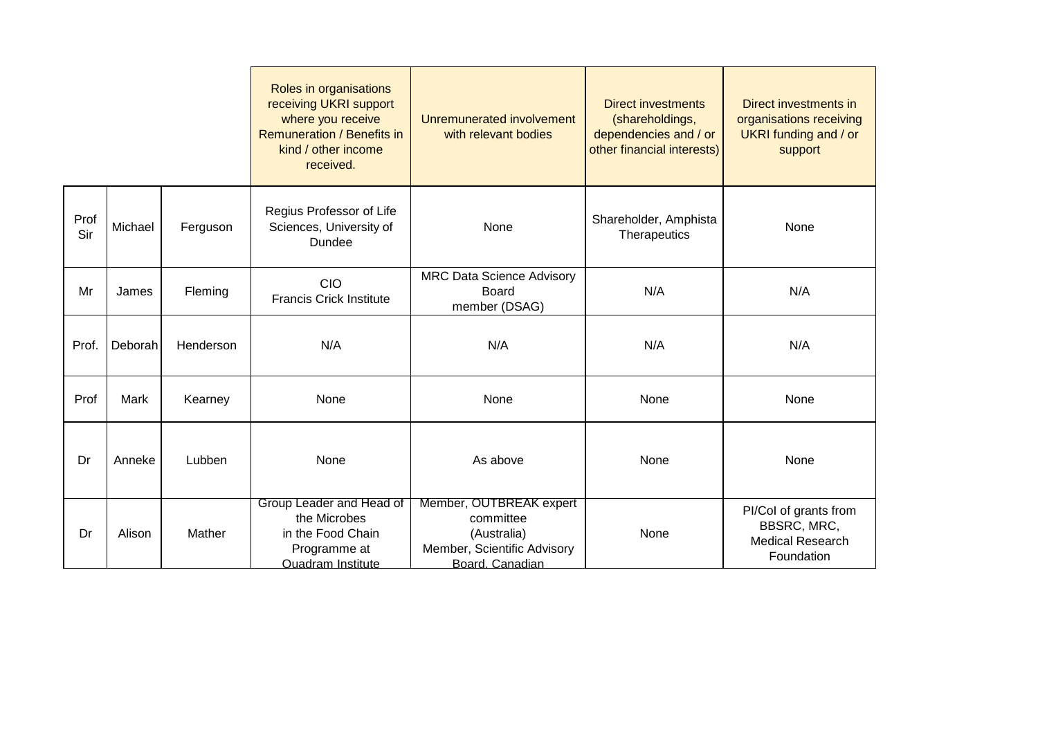| | | | Roles in organisations receiving UKRI support where you receive Remuneration / Benefits in kind / other income received. | Unremunerated involvement with relevant bodies | Direct investments (shareholdings, dependencies and / or other financial interests) | Direct investments in organisations receiving UKRI funding and / or support |
|---|---|---|---|---|---|---|
| Prof Sir | Michael | Ferguson | Regius Professor of Life Sciences, University of Dundee | None | Shareholder, Amphista Therapeutics | None |
| Mr | James | Fleming | CIO Francis Crick Institute | MRC Data Science Advisory Board member (DSAG) | N/A | N/A |
| Prof. | Deborah | Henderson | N/A | N/A | N/A | N/A |
| Prof | Mark | Kearney | None | None | None | None |
| Dr | Anneke | Lubben | None | As above | None | None |
| Dr | Alison | Mather | Group Leader and Head of the Microbes in the Food Chain Programme at Quadram Institute | Member, OUTBREAK expert committee (Australia) Member, Scientific Advisory Board, Canadian | None | PI/CoI of grants from BBSRC, MRC, Medical Research Foundation |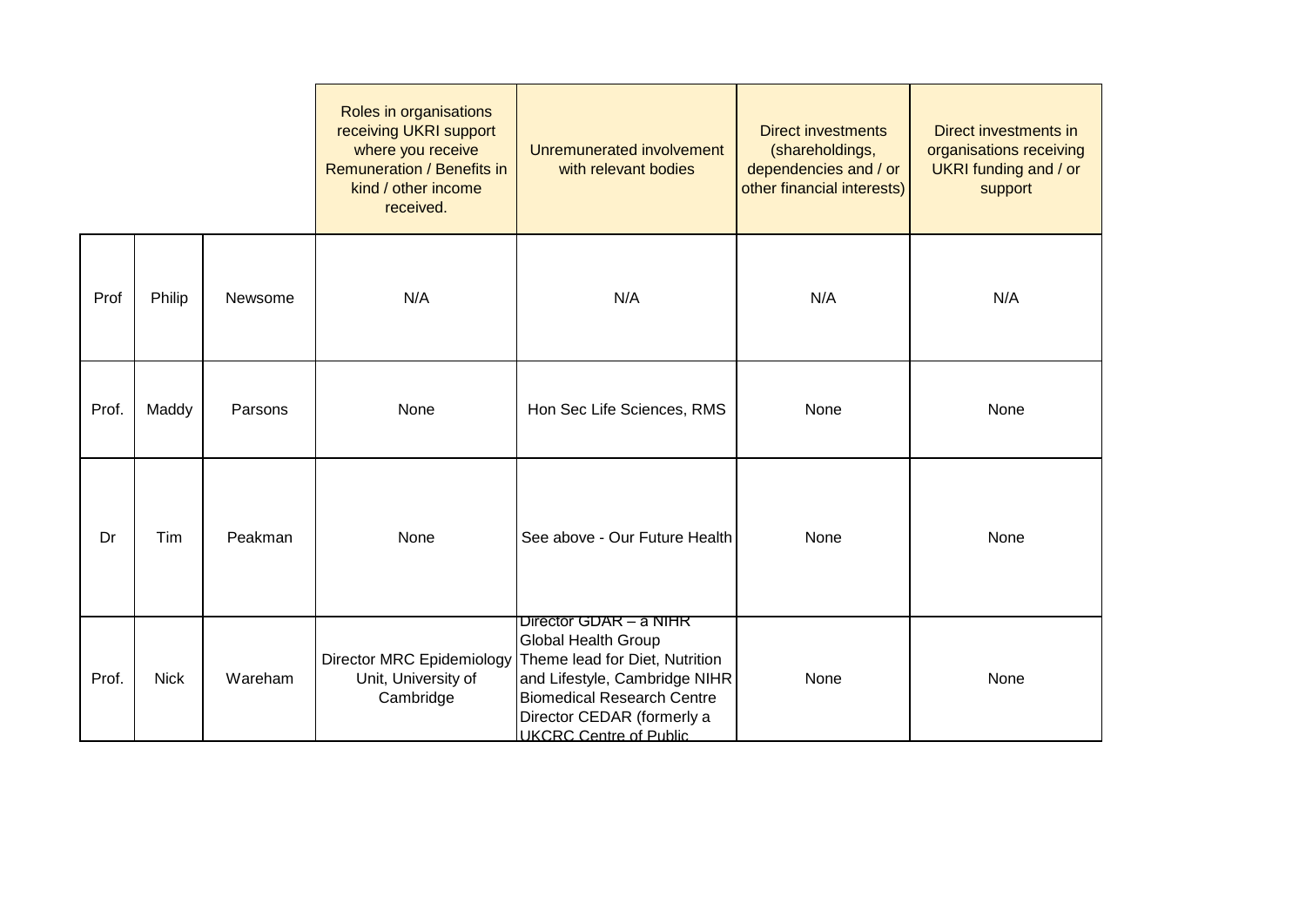| | | | Roles in organisations receiving UKRI support where you receive Remuneration / Benefits in kind / other income received. | Unremunerated involvement with relevant bodies | Direct investments (shareholdings, dependencies and / or other financial interests) | Direct investments in organisations receiving UKRI funding and / or support |
|---|---|---|---|---|---|---|
| Prof | Philip | Newsome | N/A | N/A | N/A | N/A |
| Prof. | Maddy | Parsons | None | Hon Sec Life Sciences, RMS | None | None |
| Dr | Tim | Peakman | None | See above - Our Future Health | None | None |
| Prof. | Nick | Wareham | Director MRC Epidemiology Unit, University of Cambridge | Director GDAR – a NIHR Global Health Group<br>Theme lead for Diet, Nutrition and Lifestyle, Cambridge NIHR Biomedical Research Centre<br>Director CEDAR (formerly a UKCRC Centre of Public | None | None |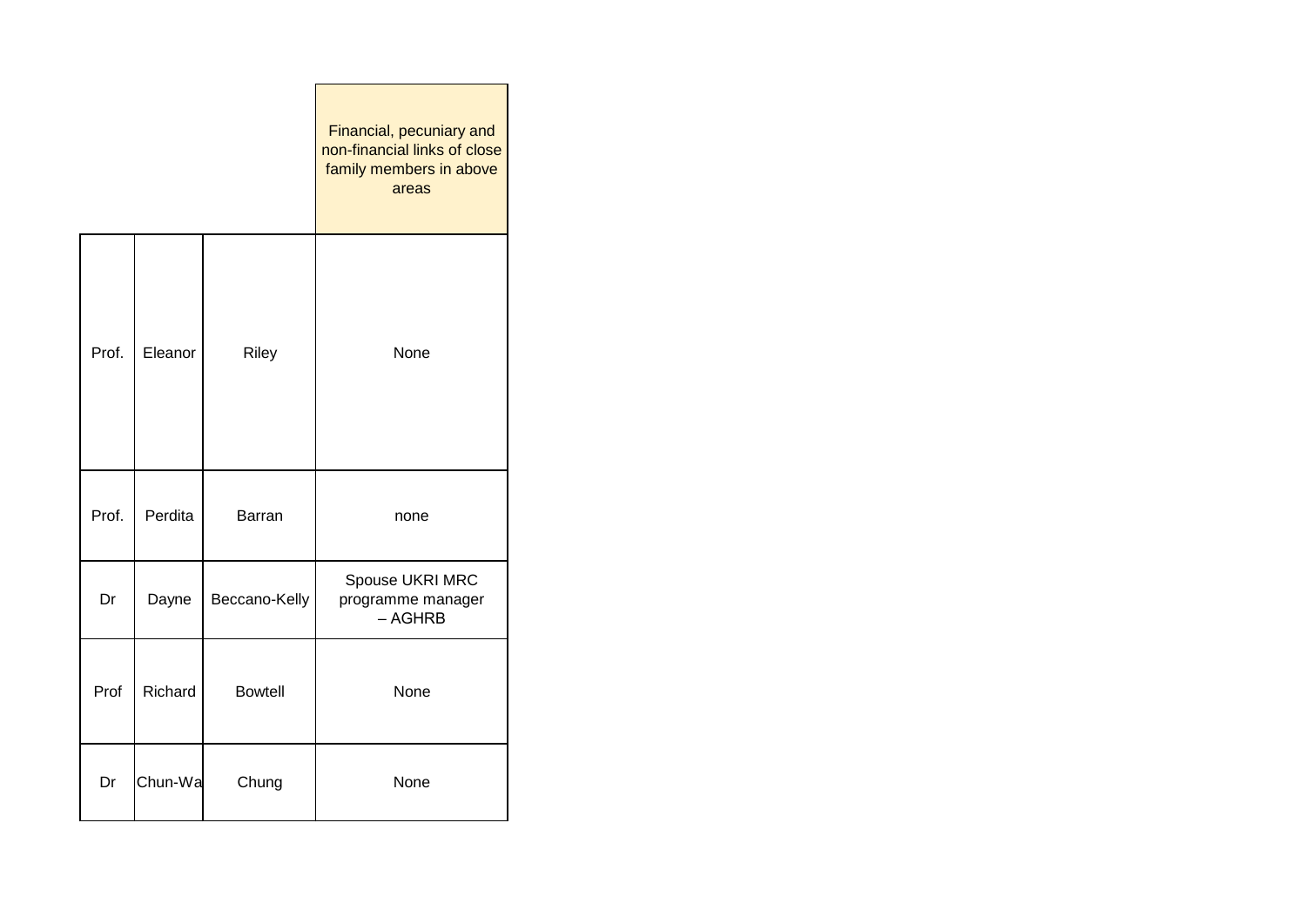| | | | Financial, pecuniary and non-financial links of close family members in above areas |
|---|---|---|---|
| Prof. | Eleanor | Riley | None |
| Prof. | Perdita | Barran | none |
| Dr | Dayne | Beccano-Kelly | Spouse UKRI MRC programme manager – AGHRB |
| Prof | Richard | Bowtell | None |
| Dr | Chun-Wa | Chung | None |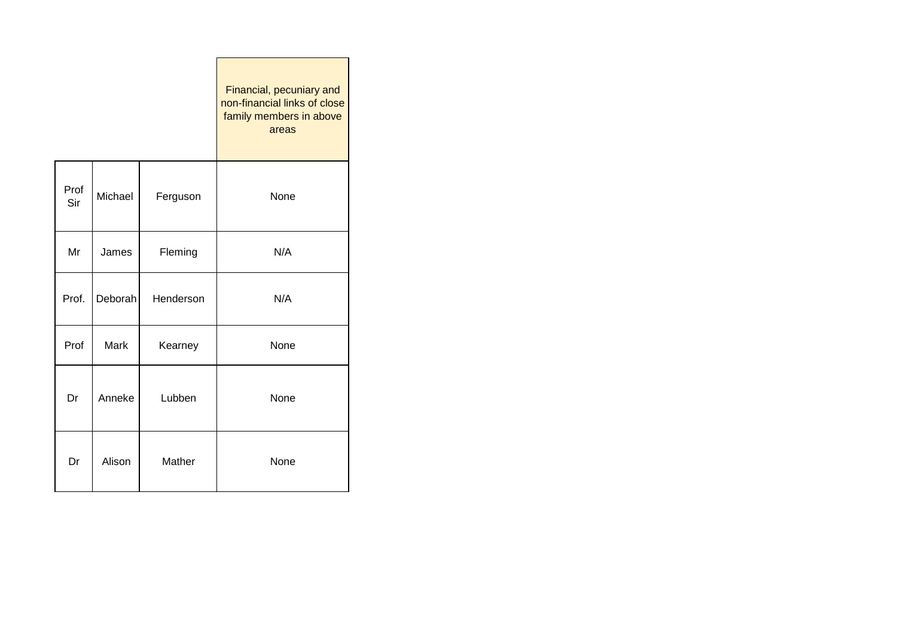| | | | Financial, pecuniary and non-financial links of close family members in above areas |
|---|---|---|---|
| Prof Sir | Michael | Ferguson | None |
| Mr | James | Fleming | N/A |
| Prof. | Deborah | Henderson | N/A |
| Prof | Mark | Kearney | None |
| Dr | Anneke | Lubben | None |
| Dr | Alison | Mather | None |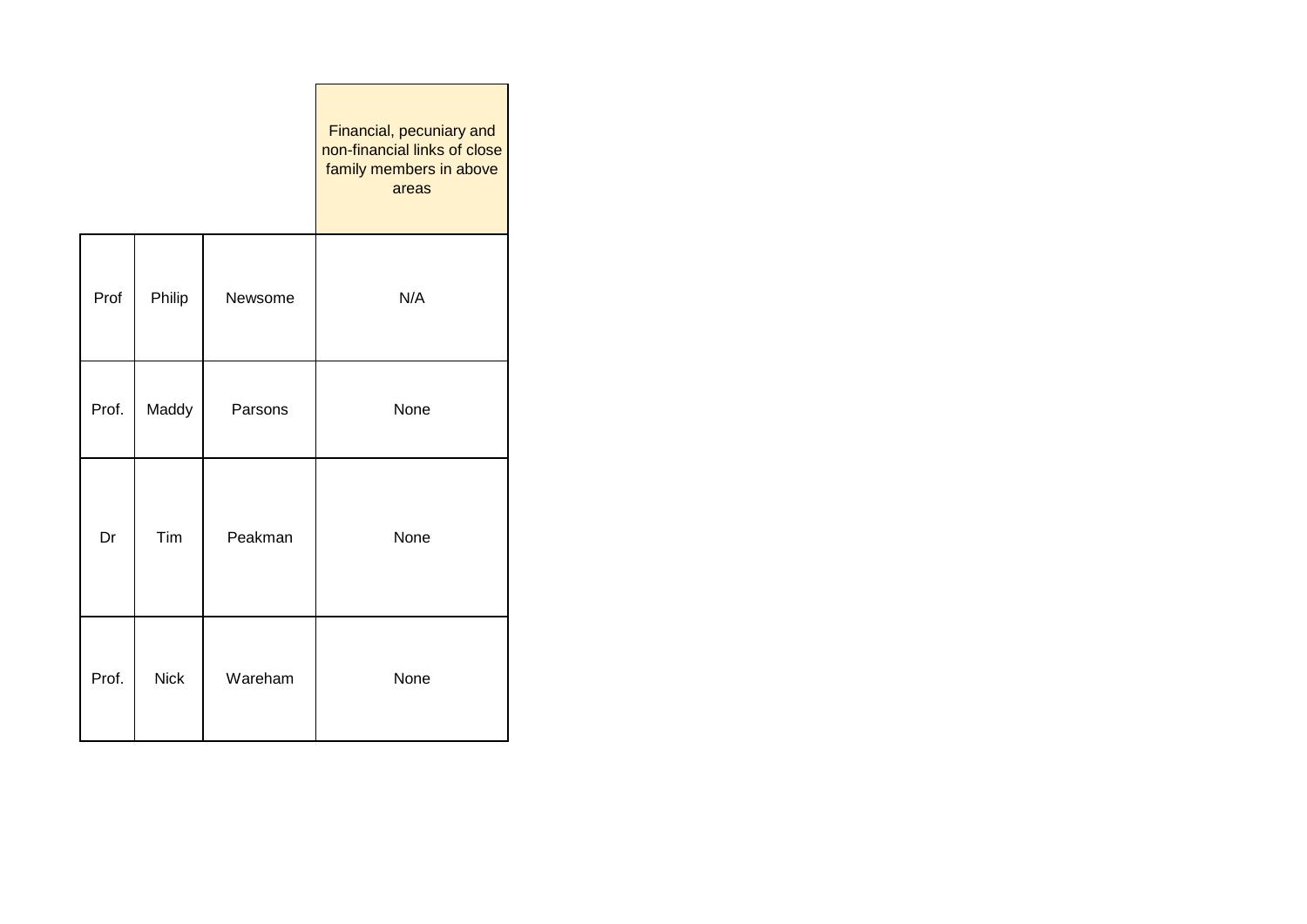| | | | Financial, pecuniary and non-financial links of close family members in above areas |
|---|---|---|---|
| Prof | Philip | Newsome | N/A |
| Prof. | Maddy | Parsons | None |
| Dr | Tim | Peakman | None |
| Prof. | Nick | Wareham | None |